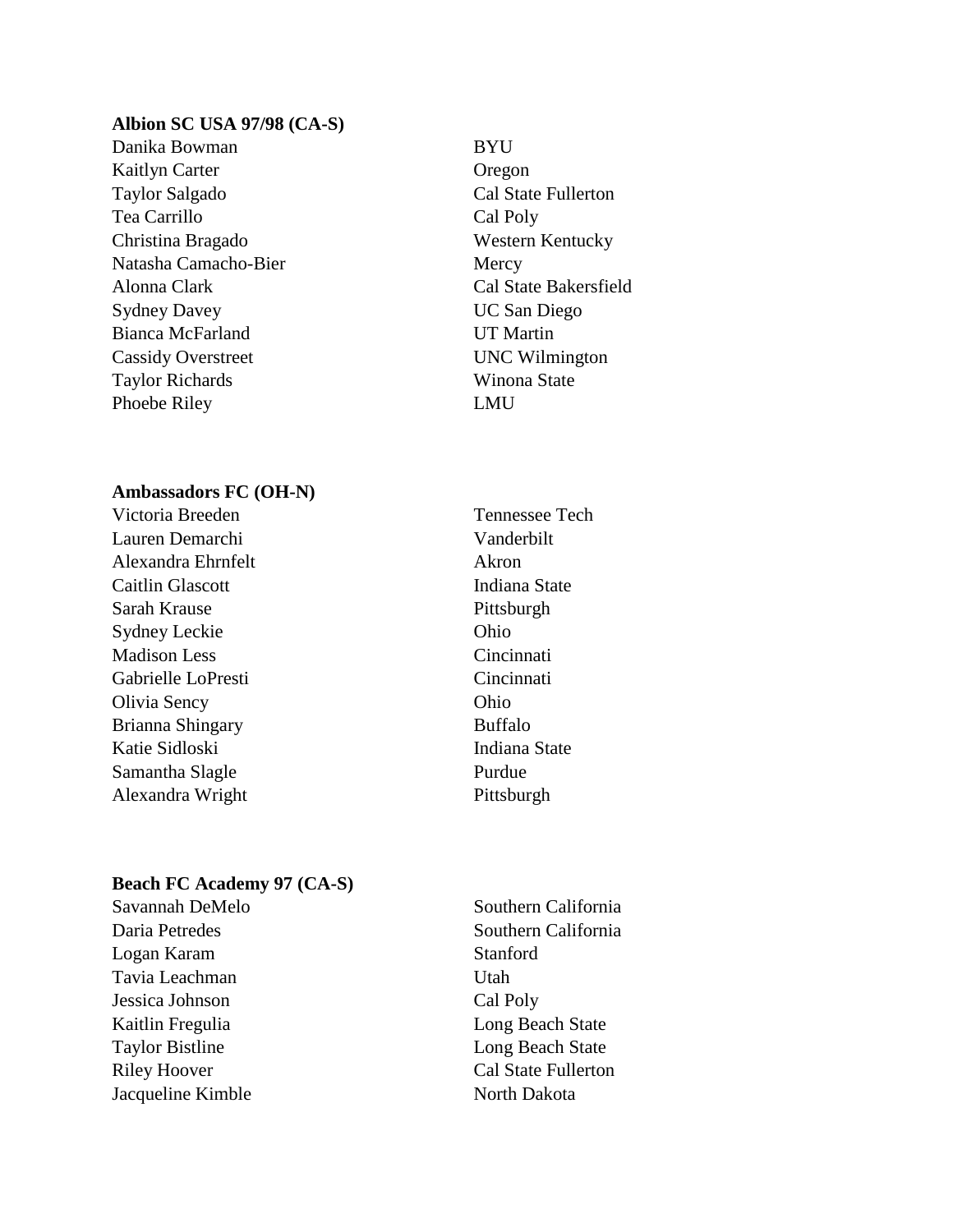**Albion SC USA 97/98 (CA-S)**

| | |
|---|---|
| Danika Bowman | BYU |
| Kaitlyn Carter | Oregon |
| Taylor Salgado | Cal State Fullerton |
| Tea Carrillo | Cal Poly |
| Christina Bragado | Western Kentucky |
| Natasha Camacho-Bier | Mercy |
| Alonna Clark | Cal State Bakersfield |
| Sydney Davey | UC San Diego |
| Bianca McFarland | UT Martin |
| Cassidy Overstreet | UNC Wilmington |
| Taylor Richards | Winona State |
| Phoebe Riley | LMU |

**Ambassadors FC (OH-N)**

| | |
|---|---|
| Victoria Breeden | Tennessee Tech |
| Lauren Demarchi | Vanderbilt |
| Alexandra Ehrnfelt | Akron |
| Caitlin Glascott | Indiana State |
| Sarah Krause | Pittsburgh |
| Sydney Leckie | Ohio |
| Madison Less | Cincinnati |
| Gabrielle LoPresti | Cincinnati |
| Olivia Sency | Ohio |
| Brianna Shingary | Buffalo |
| Katie Sidloski | Indiana State |
| Samantha Slagle | Purdue |
| Alexandra Wright | Pittsburgh |

**Beach FC Academy 97 (CA-S)**

| | |
|---|---|
| Savannah DeMelo | Southern California |
| Daria Petredes | Southern California |
| Logan Karam | Stanford |
| Tavia Leachman | Utah |
| Jessica Johnson | Cal Poly |
| Kaitlin Fregulia | Long Beach State |
| Taylor Bistline | Long Beach State |
| Riley Hoover | Cal State Fullerton |
| Jacqueline Kimble | North Dakota |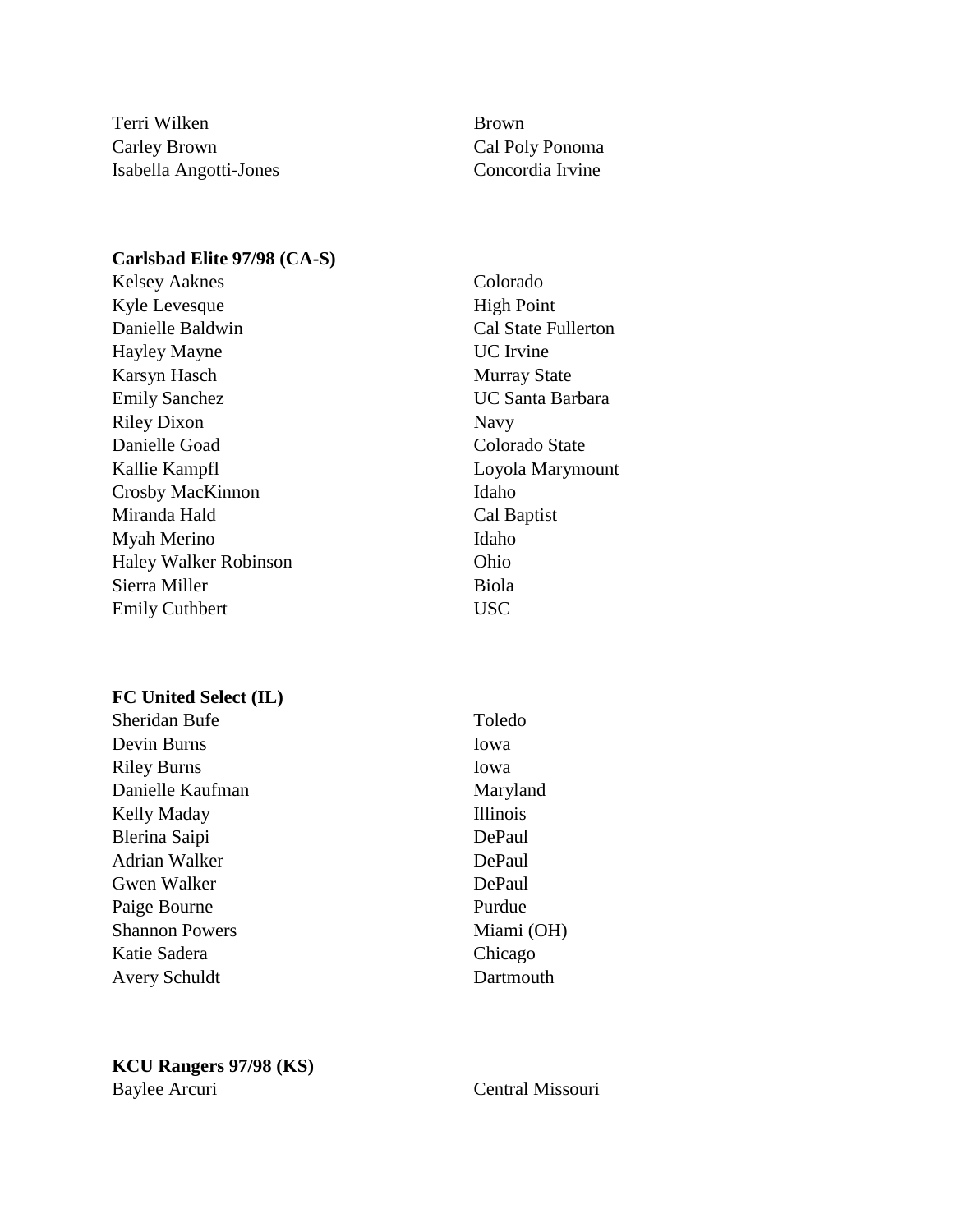| | |
|---|---|
| Terri Wilken | Brown |
| Carley Brown | Cal Poly Ponoma |
| Isabella Angotti-Jones | Concordia Irvine |

**Carlsbad Elite 97/98 (CA-S)**

| | |
|---|---|
| Kelsey Aaknes | Colorado |
| Kyle Levesque | High Point |
| Danielle Baldwin | Cal State Fullerton |
| Hayley Mayne | UC Irvine |
| Karsyn Hasch | Murray State |
| Emily Sanchez | UC Santa Barbara |
| Riley Dixon | Navy |
| Danielle Goad | Colorado State |
| Kallie Kampfl | Loyola Marymount |
| Crosby MacKinnon | Idaho |
| Miranda Hald | Cal Baptist |
| Myah Merino | Idaho |
| Haley Walker Robinson | Ohio |
| Sierra Miller | Biola |
| Emily Cuthbert | USC |

**FC United Select (IL)**

| | |
|---|---|
| Sheridan Bufe | Toledo |
| Devin Burns | Iowa |
| Riley Burns | Iowa |
| Danielle Kaufman | Maryland |
| Kelly Maday | Illinois |
| Blerina Saipi | DePaul |
| Adrian Walker | DePaul |
| Gwen Walker | DePaul |
| Paige Bourne | Purdue |
| Shannon Powers | Miami (OH) |
| Katie Sadera | Chicago |
| Avery Schuldt | Dartmouth |

**KCU Rangers 97/98 (KS)**

| | |
|---|---|
| Baylee Arcuri | Central Missouri |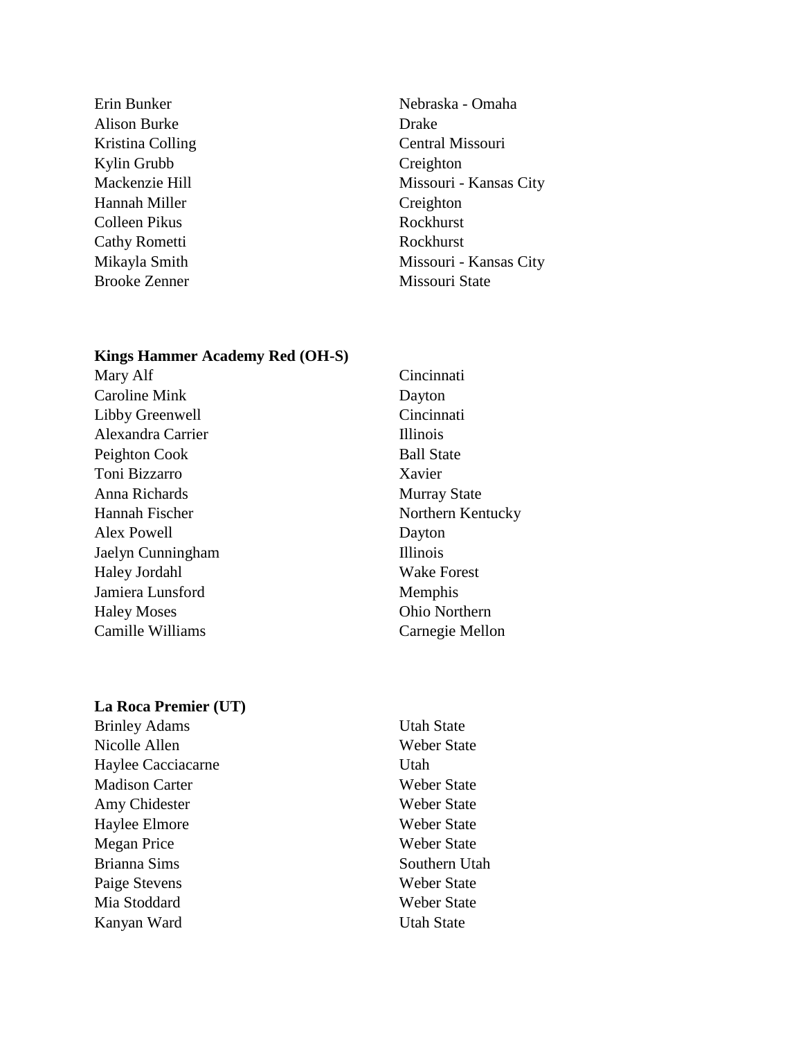| | |
|---|---|
| Erin Bunker | Nebraska - Omaha |
| Alison Burke | Drake |
| Kristina Colling | Central Missouri |
| Kylin Grubb | Creighton |
| Mackenzie Hill | Missouri - Kansas City |
| Hannah Miller | Creighton |
| Colleen Pikus | Rockhurst |
| Cathy Rometti | Rockhurst |
| Mikayla Smith | Missouri - Kansas City |
| Brooke Zenner | Missouri State |

**Kings Hammer Academy Red (OH-S)**

| | |
|---|---|
| Mary Alf | Cincinnati |
| Caroline Mink | Dayton |
| Libby Greenwell | Cincinnati |
| Alexandra Carrier | Illinois |
| Peighton Cook | Ball State |
| Toni Bizzarro | Xavier |
| Anna Richards | Murray State |
| Hannah Fischer | Northern Kentucky |
| Alex Powell | Dayton |
| Jaelyn Cunningham | Illinois |
| Haley Jordahl | Wake Forest |
| Jamiera Lunsford | Memphis |
| Haley Moses | Ohio Northern |
| Camille Williams | Carnegie Mellon |

**La Roca Premier (UT)**

| | |
|---|---|
| Brinley Adams | Utah State |
| Nicolle Allen | Weber State |
| Haylee Cacciacarne | Utah |
| Madison Carter | Weber State |
| Amy Chidester | Weber State |
| Haylee Elmore | Weber State |
| Megan Price | Weber State |
| Brianna Sims | Southern Utah |
| Paige Stevens | Weber State |
| Mia Stoddard | Weber State |
| Kanyan Ward | Utah State |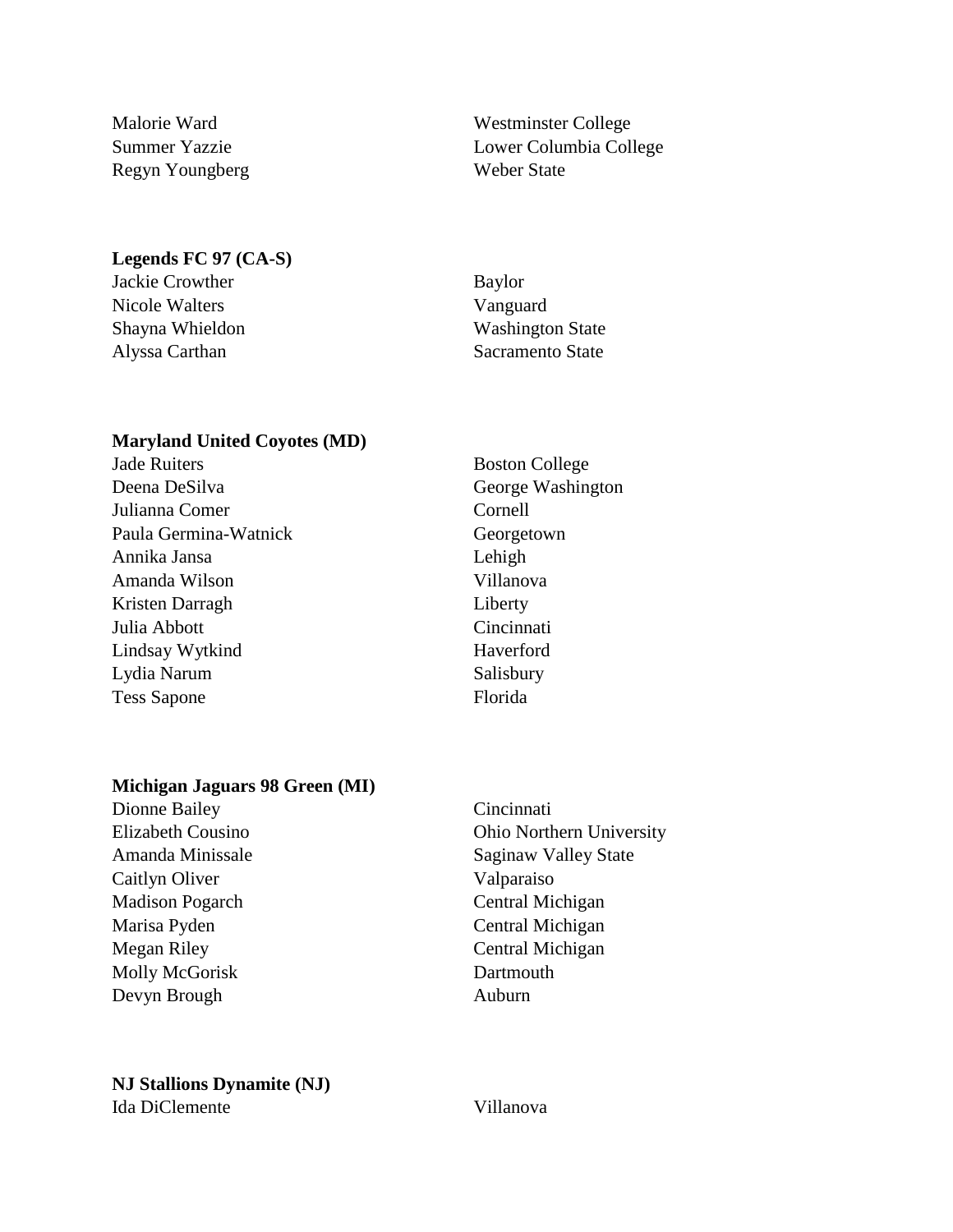| | |
|---|---|
| Malorie Ward | Westminster College |
| Summer Yazzie | Lower Columbia College |
| Regyn Youngberg | Weber State |

**Legends FC 97 (CA-S)**

| | |
|---|---|
| Jackie Crowther | Baylor |
| Nicole Walters | Vanguard |
| Shayna Whieldon | Washington State |
| Alyssa Carthan | Sacramento State |

**Maryland United Coyotes (MD)**

| | |
|---|---|
| Jade Ruiters | Boston College |
| Deena DeSilva | George Washington |
| Julianna Comer | Cornell |
| Paula Germina-Watnick | Georgetown |
| Annika Jansa | Lehigh |
| Amanda Wilson | Villanova |
| Kristen Darragh | Liberty |
| Julia Abbott | Cincinnati |
| Lindsay Wytkind | Haverford |
| Lydia Narum | Salisbury |
| Tess Sapone | Florida |

**Michigan Jaguars 98 Green (MI)**

| | |
|---|---|
| Dionne Bailey | Cincinnati |
| Elizabeth Cousino | Ohio Northern University |
| Amanda Minissale | Saginaw Valley State |
| Caitlyn Oliver | Valparaiso |
| Madison Pogarch | Central Michigan |
| Marisa Pyden | Central Michigan |
| Megan Riley | Central Michigan |
| Molly McGorisk | Dartmouth |
| Devyn Brough | Auburn |

**NJ Stallions Dynamite (NJ)**

| | |
|---|---|
| Ida DiClemente | Villanova |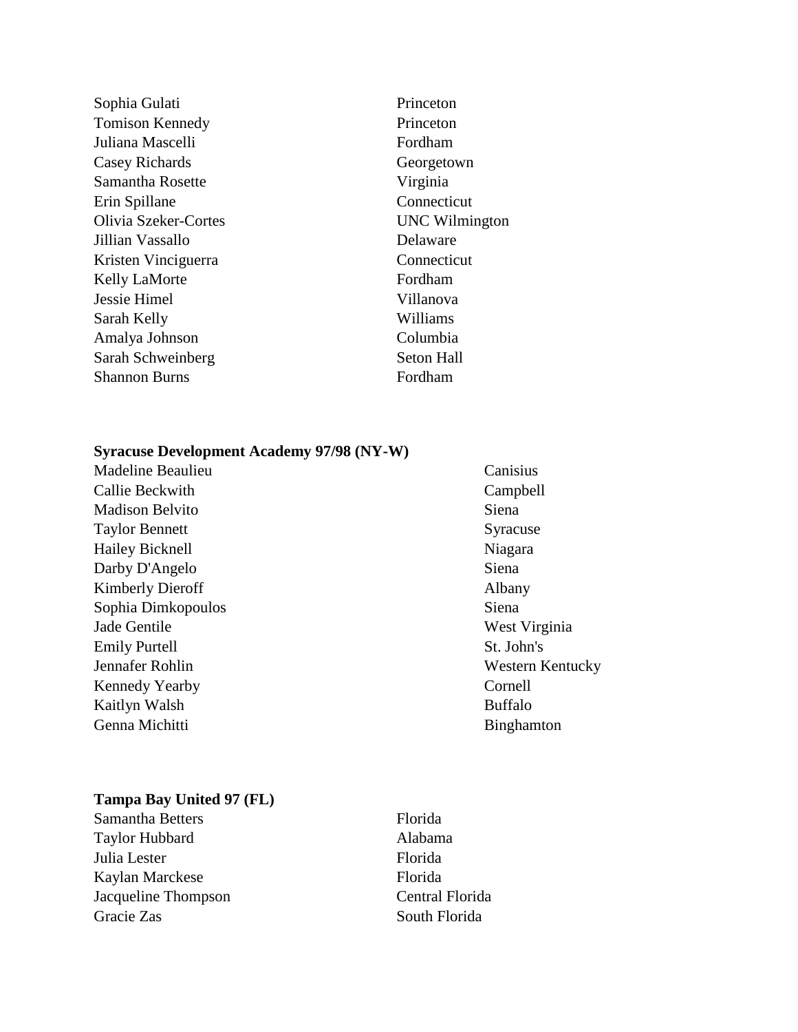| | |
|---|---|
| Sophia Gulati | Princeton |
| Tomison Kennedy | Princeton |
| Juliana Mascelli | Fordham |
| Casey Richards | Georgetown |
| Samantha Rosette | Virginia |
| Erin Spillane | Connecticut |
| Olivia Szeker-Cortes | UNC Wilmington |
| Jillian Vassallo | Delaware |
| Kristen Vinciguerra | Connecticut |
| Kelly LaMorte | Fordham |
| Jessie Himel | Villanova |
| Sarah Kelly | Williams |
| Amalya Johnson | Columbia |
| Sarah Schweinberg | Seton Hall |
| Shannon Burns | Fordham |

**Syracuse Development Academy 97/98 (NY-W)**

| | |
|---|---|
| Madeline Beaulieu | Canisius |
| Callie Beckwith | Campbell |
| Madison Belvito | Siena |
| Taylor Bennett | Syracuse |
| Hailey Bicknell | Niagara |
| Darby D'Angelo | Siena |
| Kimberly Dieroff | Albany |
| Sophia Dimkopoulos | Siena |
| Jade Gentile | West Virginia |
| Emily Purtell | St. John's |
| Jennafer Rohlin | Western Kentucky |
| Kennedy Yearby | Cornell |
| Kaitlyn Walsh | Buffalo |
| Genna Michitti | Binghamton |

**Tampa Bay United 97 (FL)**

| | |
|---|---|
| Samantha Betters | Florida |
| Taylor Hubbard | Alabama |
| Julia Lester | Florida |
| Kaylan Marckese | Florida |
| Jacqueline Thompson | Central Florida |
| Gracie Zas | South Florida |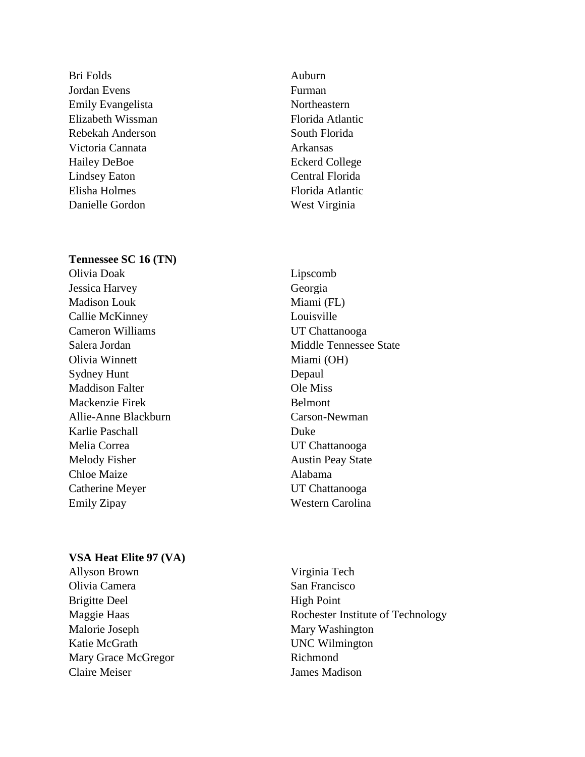| | |
|---|---|
| Bri Folds | Auburn |
| Jordan Evens | Furman |
| Emily Evangelista | Northeastern |
| Elizabeth Wissman | Florida Atlantic |
| Rebekah Anderson | South Florida |
| Victoria Cannata | Arkansas |
| Hailey DeBoe | Eckerd College |
| Lindsey Eaton | Central Florida |
| Elisha Holmes | Florida Atlantic |
| Danielle Gordon | West Virginia |

**Tennessee SC 16 (TN)**

| | |
|---|---|
| Olivia Doak | Lipscomb |
| Jessica Harvey | Georgia |
| Madison Louk | Miami (FL) |
| Callie McKinney | Louisville |
| Cameron Williams | UT Chattanooga |
| Salera Jordan | Middle Tennessee State |
| Olivia Winnett | Miami (OH) |
| Sydney Hunt | Depaul |
| Maddison Falter | Ole Miss |
| Mackenzie Firek | Belmont |
| Allie-Anne Blackburn | Carson-Newman |
| Karlie Paschall | Duke |
| Melia Correa | UT Chattanooga |
| Melody Fisher | Austin Peay State |
| Chloe Maize | Alabama |
| Catherine Meyer | UT Chattanooga |
| Emily Zipay | Western Carolina |

**VSA Heat Elite 97 (VA)**

| | |
|---|---|
| Allyson Brown | Virginia Tech |
| Olivia Camera | San Francisco |
| Brigitte Deel | High Point |
| Maggie Haas | Rochester Institute of Technology |
| Malorie Joseph | Mary Washington |
| Katie McGrath | UNC Wilmington |
| Mary Grace McGregor | Richmond |
| Claire Meiser | James Madison |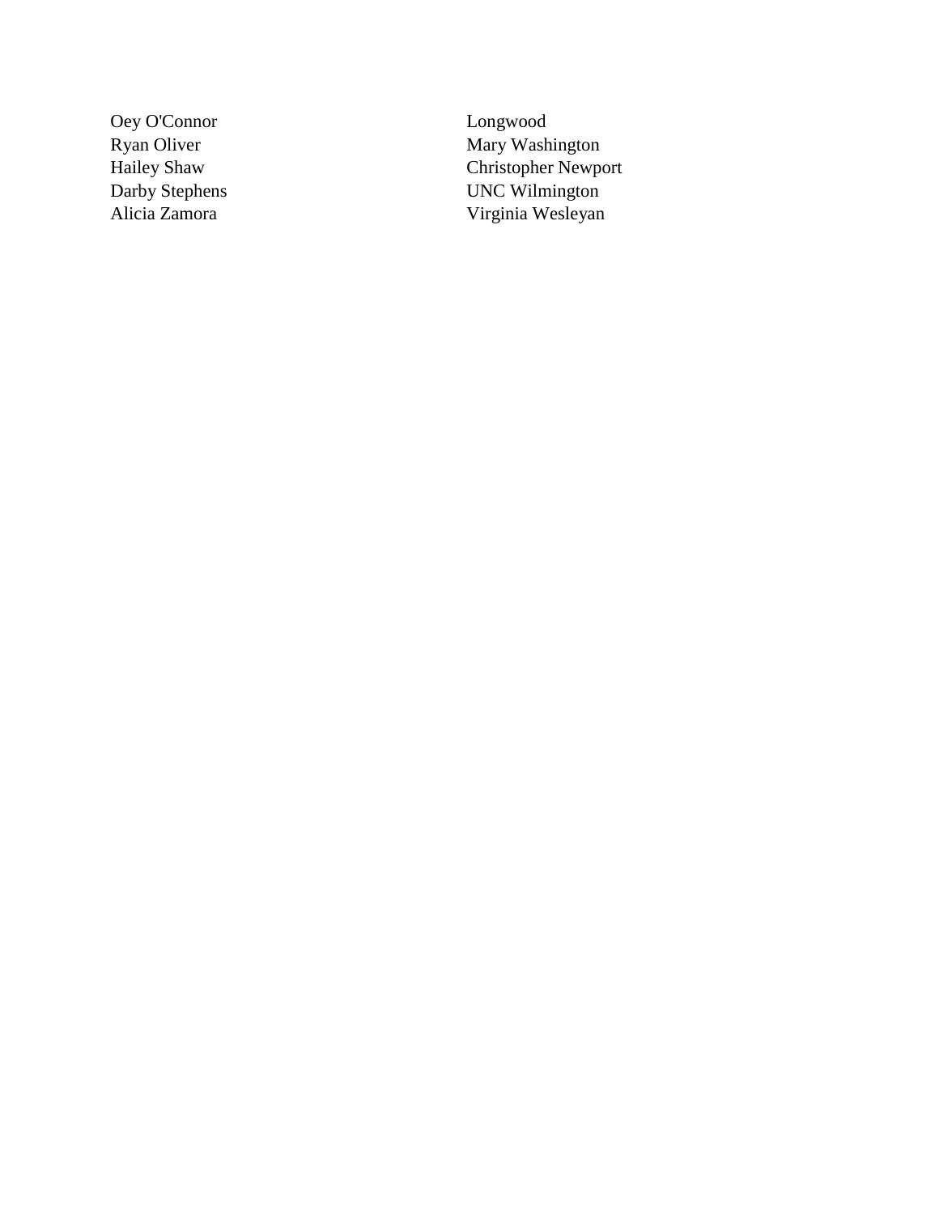| | |
|---|---|
| Oey O'Connor | Longwood |
| Ryan Oliver | Mary Washington |
| Hailey Shaw | Christopher Newport |
| Darby Stephens | UNC Wilmington |
| Alicia Zamora | Virginia Wesleyan |